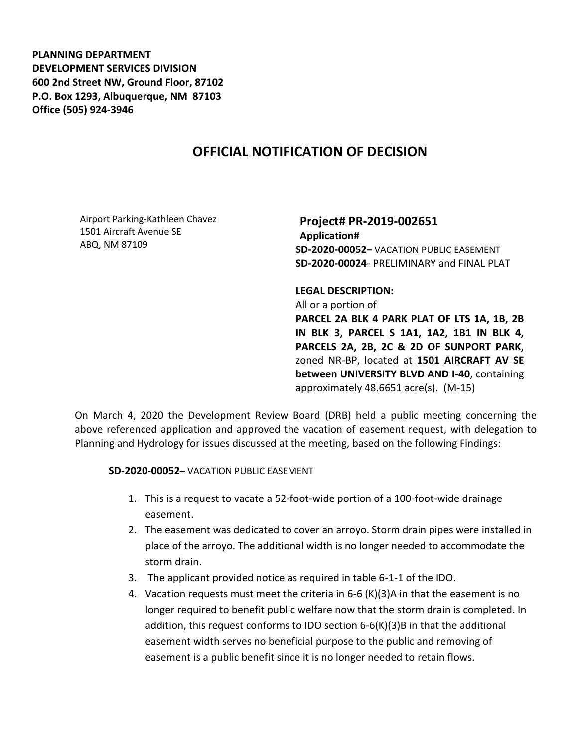**PLANNING DEPARTMENT**
**DEVELOPMENT SERVICES DIVISION**
**600 2nd Street NW, Ground Floor, 87102**
**P.O. Box 1293, Albuquerque, NM 87103**
**Office (505) 924-3946**

# OFFICIAL NOTIFICATION OF DECISION

Airport Parking-Kathleen Chavez
1501 Aircraft Avenue SE
ABQ, NM 87109

**Project# PR-2019-002651**
**Application#**
**SD-2020-00052–** VACATION PUBLIC EASEMENT
**SD-2020-00024**- PRELIMINARY and FINAL PLAT

**LEGAL DESCRIPTION:**
All or a portion of
**PARCEL 2A BLK 4 PARK PLAT OF LTS 1A, 1B, 2B IN BLK 3, PARCEL S 1A1, 1A2, 1B1 IN BLK 4, PARCELS 2A, 2B, 2C & 2D OF SUNPORT PARK,** zoned NR-BP, located at **1501 AIRCRAFT AV SE between UNIVERSITY BLVD AND I-40**, containing approximately 48.6651 acre(s). (M-15)

On March 4, 2020 the Development Review Board (DRB) held a public meeting concerning the above referenced application and approved the vacation of easement request, with delegation to Planning and Hydrology for issues discussed at the meeting, based on the following Findings:

**SD-2020-00052–** VACATION PUBLIC EASEMENT

1. This is a request to vacate a 52-foot-wide portion of a 100-foot-wide drainage easement.
2. The easement was dedicated to cover an arroyo. Storm drain pipes were installed in place of the arroyo. The additional width is no longer needed to accommodate the storm drain.
3. The applicant provided notice as required in table 6-1-1 of the IDO.
4. Vacation requests must meet the criteria in 6-6 (K)(3)A in that the easement is no longer required to benefit public welfare now that the storm drain is completed. In addition, this request conforms to IDO section 6-6(K)(3)B in that the additional easement width serves no beneficial purpose to the public and removing of easement is a public benefit since it is no longer needed to retain flows.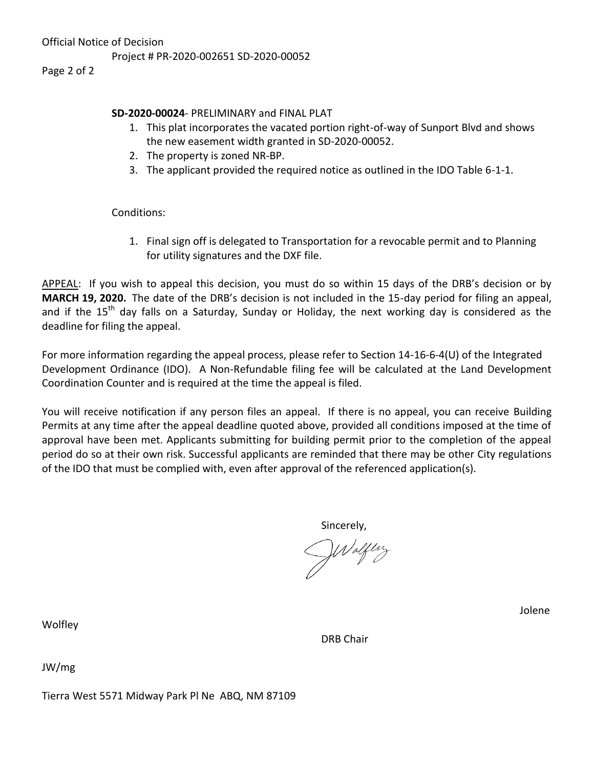**SD-2020-00024**- PRELIMINARY and FINAL PLAT

1. This plat incorporates the vacated portion right-of-way of Sunport Blvd and shows the new easement width granted in SD-2020-00052.
2. The property is zoned NR-BP.
3. The applicant provided the required notice as outlined in the IDO Table 6-1-1.

Conditions:

1. Final sign off is delegated to Transportation for a revocable permit and to Planning for utility signatures and the DXF file.

APPEAL: If you wish to appeal this decision, you must do so within 15 days of the DRB's decision or by **MARCH 19, 2020.** The date of the DRB's decision is not included in the 15-day period for filing an appeal, and if the 15th day falls on a Saturday, Sunday or Holiday, the next working day is considered as the deadline for filing the appeal.

For more information regarding the appeal process, please refer to Section 14-16-6-4(U) of the Integrated Development Ordinance (IDO). A Non-Refundable filing fee will be calculated at the Land Development Coordination Counter and is required at the time the appeal is filed.

You will receive notification if any person files an appeal. If there is no appeal, you can receive Building Permits at any time after the appeal deadline quoted above, provided all conditions imposed at the time of approval have been met. Applicants submitting for building permit prior to the completion of the appeal period do so at their own risk. Successful applicants are reminded that there may be other City regulations of the IDO that must be complied with, even after approval of the referenced application(s).

Sincerely,

JWolfley

Jolene Wolfley

DRB Chair

JW/mg

Tierra West 5571 Midway Park Pl Ne ABQ, NM 87109